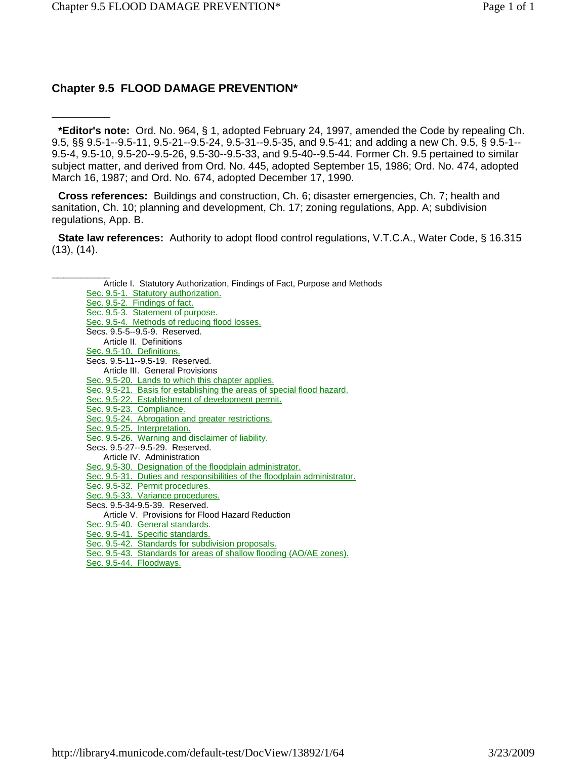# Chapter 9.5 FLOOD DAMAGE PREVENTION*

---

**\*Editor's note:** Ord. No. 964, § 1, adopted February 24, 1997, amended the Code by repealing Ch. 9.5, §§ 9.5-1--9.5-11, 9.5-21--9.5-24, 9.5-31--9.5-35, and 9.5-41; and adding a new Ch. 9.5, § 9.5-1--9.5-4, 9.5-10, 9.5-20--9.5-26, 9.5-30--9.5-33, and 9.5-40--9.5-44. Former Ch. 9.5 pertained to similar subject matter, and derived from Ord. No. 445, adopted September 15, 1986; Ord. No. 474, adopted March 16, 1987; and Ord. No. 674, adopted December 17, 1990.

**Cross references:** Buildings and construction, Ch. 6; disaster emergencies, Ch. 7; health and sanitation, Ch. 10; planning and development, Ch. 17; zoning regulations, App. A; subdivision regulations, App. B.

**State law references:** Authority to adopt flood control regulations, V.T.C.A., Water Code, § 16.315 (13), (14).

---

Article I. Statutory Authorization, Findings of Fact, Purpose and Methods

- Sec. 9.5-1. Statutory authorization.
- Sec. 9.5-2. Findings of fact.
- Sec. 9.5-3. Statement of purpose.
- Sec. 9.5-4. Methods of reducing flood losses.
- Secs. 9.5-5--9.5-9. Reserved.

Article II. Definitions

- Sec. 9.5-10. Definitions.
- Secs. 9.5-11--9.5-19. Reserved.

Article III. General Provisions

- Sec. 9.5-20. Lands to which this chapter applies.
- Sec. 9.5-21. Basis for establishing the areas of special flood hazard.
- Sec. 9.5-22. Establishment of development permit.
- Sec. 9.5-23. Compliance.
- Sec. 9.5-24. Abrogation and greater restrictions.
- Sec. 9.5-25. Interpretation.
- Sec. 9.5-26. Warning and disclaimer of liability.
- Secs. 9.5-27--9.5-29. Reserved.

Article IV. Administration

- Sec. 9.5-30. Designation of the floodplain administrator.
- Sec. 9.5-31. Duties and responsibilities of the floodplain administrator.
- Sec. 9.5-32. Permit procedures.
- Sec. 9.5-33. Variance procedures.
- Secs. 9.5-34-9.5-39. Reserved.

Article V. Provisions for Flood Hazard Reduction

- Sec. 9.5-40. General standards.
- Sec. 9.5-41. Specific standards.
- Sec. 9.5-42. Standards for subdivision proposals.
- Sec. 9.5-43. Standards for areas of shallow flooding (AO/AE zones).
- Sec. 9.5-44. Floodways.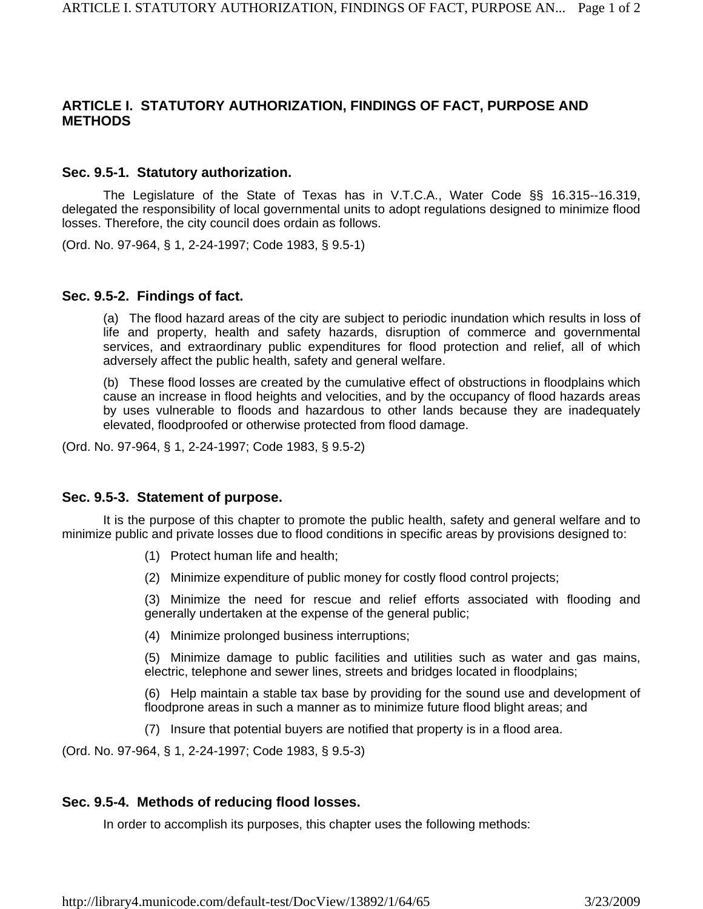## ARTICLE I. STATUTORY AUTHORIZATION, FINDINGS OF FACT, PURPOSE AND METHODS

### Sec. 9.5-1. Statutory authorization.

The Legislature of the State of Texas has in V.T.C.A., Water Code §§ 16.315--16.319, delegated the responsibility of local governmental units to adopt regulations designed to minimize flood losses. Therefore, the city council does ordain as follows.

(Ord. No. 97-964, § 1, 2-24-1997; Code 1983, § 9.5-1)

### Sec. 9.5-2. Findings of fact.

(a) The flood hazard areas of the city are subject to periodic inundation which results in loss of life and property, health and safety hazards, disruption of commerce and governmental services, and extraordinary public expenditures for flood protection and relief, all of which adversely affect the public health, safety and general welfare.

(b) These flood losses are created by the cumulative effect of obstructions in floodplains which cause an increase in flood heights and velocities, and by the occupancy of flood hazards areas by uses vulnerable to floods and hazardous to other lands because they are inadequately elevated, floodproofed or otherwise protected from flood damage.

(Ord. No. 97-964, § 1, 2-24-1997; Code 1983, § 9.5-2)

### Sec. 9.5-3. Statement of purpose.

It is the purpose of this chapter to promote the public health, safety and general welfare and to minimize public and private losses due to flood conditions in specific areas by provisions designed to:

(1) Protect human life and health;

(2) Minimize expenditure of public money for costly flood control projects;

(3) Minimize the need for rescue and relief efforts associated with flooding and generally undertaken at the expense of the general public;

(4) Minimize prolonged business interruptions;

(5) Minimize damage to public facilities and utilities such as water and gas mains, electric, telephone and sewer lines, streets and bridges located in floodplains;

(6) Help maintain a stable tax base by providing for the sound use and development of floodprone areas in such a manner as to minimize future flood blight areas; and

(7) Insure that potential buyers are notified that property is in a flood area.

(Ord. No. 97-964, § 1, 2-24-1997; Code 1983, § 9.5-3)

### Sec. 9.5-4. Methods of reducing flood losses.

In order to accomplish its purposes, this chapter uses the following methods: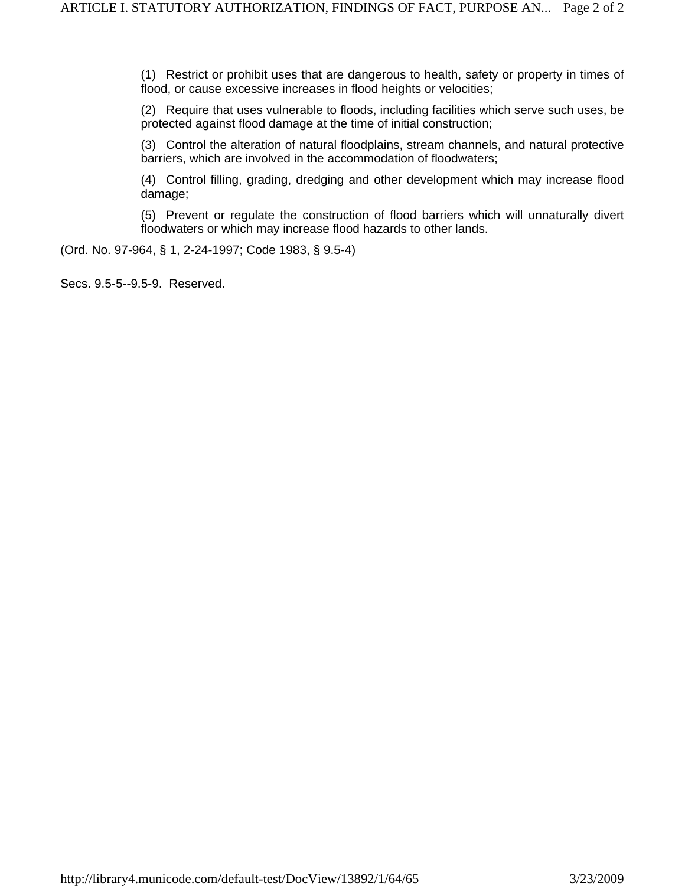(1) Restrict or prohibit uses that are dangerous to health, safety or property in times of flood, or cause excessive increases in flood heights or velocities;

(2) Require that uses vulnerable to floods, including facilities which serve such uses, be protected against flood damage at the time of initial construction;

(3) Control the alteration of natural floodplains, stream channels, and natural protective barriers, which are involved in the accommodation of floodwaters;

(4) Control filling, grading, dredging and other development which may increase flood damage;

(5) Prevent or regulate the construction of flood barriers which will unnaturally divert floodwaters or which may increase flood hazards to other lands.

(Ord. No. 97-964, § 1, 2-24-1997; Code 1983, § 9.5-4)

Secs. 9.5-5--9.5-9. Reserved.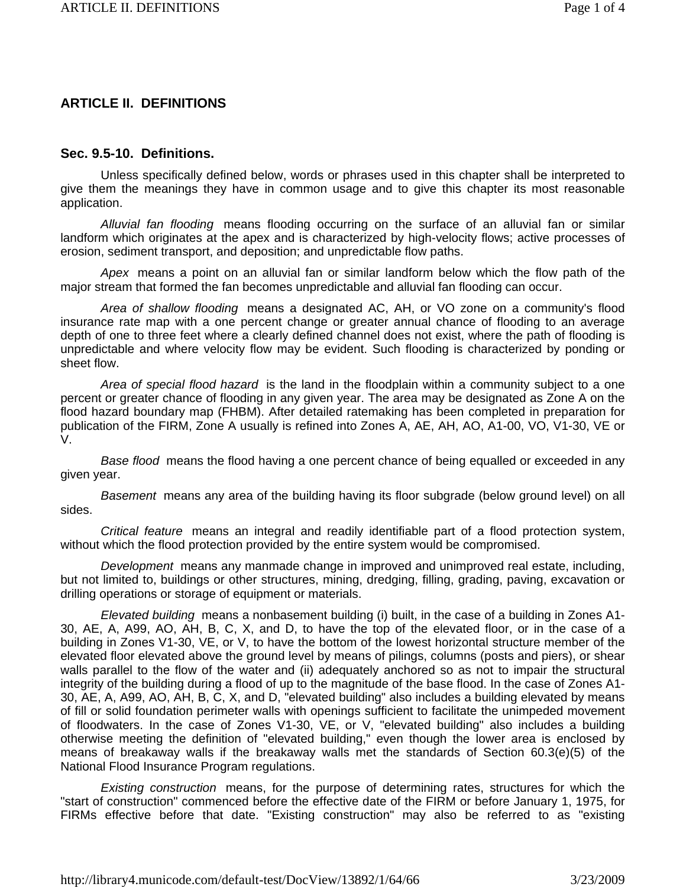## ARTICLE II. DEFINITIONS

### Sec. 9.5-10. Definitions.

Unless specifically defined below, words or phrases used in this chapter shall be interpreted to give them the meanings they have in common usage and to give this chapter its most reasonable application.

*Alluvial fan flooding* means flooding occurring on the surface of an alluvial fan or similar landform which originates at the apex and is characterized by high-velocity flows; active processes of erosion, sediment transport, and deposition; and unpredictable flow paths.

*Apex* means a point on an alluvial fan or similar landform below which the flow path of the major stream that formed the fan becomes unpredictable and alluvial fan flooding can occur.

*Area of shallow flooding* means a designated AC, AH, or VO zone on a community's flood insurance rate map with a one percent change or greater annual chance of flooding to an average depth of one to three feet where a clearly defined channel does not exist, where the path of flooding is unpredictable and where velocity flow may be evident. Such flooding is characterized by ponding or sheet flow.

*Area of special flood hazard* is the land in the floodplain within a community subject to a one percent or greater chance of flooding in any given year. The area may be designated as Zone A on the flood hazard boundary map (FHBM). After detailed ratemaking has been completed in preparation for publication of the FIRM, Zone A usually is refined into Zones A, AE, AH, AO, A1-00, VO, V1-30, VE or V.

*Base flood* means the flood having a one percent chance of being equalled or exceeded in any given year.

*Basement* means any area of the building having its floor subgrade (below ground level) on all sides.

*Critical feature* means an integral and readily identifiable part of a flood protection system, without which the flood protection provided by the entire system would be compromised.

*Development* means any manmade change in improved and unimproved real estate, including, but not limited to, buildings or other structures, mining, dredging, filling, grading, paving, excavation or drilling operations or storage of equipment or materials.

*Elevated building* means a nonbasement building (i) built, in the case of a building in Zones A1-30, AE, A, A99, AO, AH, B, C, X, and D, to have the top of the elevated floor, or in the case of a building in Zones V1-30, VE, or V, to have the bottom of the lowest horizontal structure member of the elevated floor elevated above the ground level by means of pilings, columns (posts and piers), or shear walls parallel to the flow of the water and (ii) adequately anchored so as not to impair the structural integrity of the building during a flood of up to the magnitude of the base flood. In the case of Zones A1-30, AE, A, A99, AO, AH, B, C, X, and D, "elevated building" also includes a building elevated by means of fill or solid foundation perimeter walls with openings sufficient to facilitate the unimpeded movement of floodwaters. In the case of Zones V1-30, VE, or V, "elevated building" also includes a building otherwise meeting the definition of "elevated building," even though the lower area is enclosed by means of breakaway walls if the breakaway walls met the standards of Section 60.3(e)(5) of the National Flood Insurance Program regulations.

*Existing construction* means, for the purpose of determining rates, structures for which the "start of construction" commenced before the effective date of the FIRM or before January 1, 1975, for FIRMs effective before that date. "Existing construction" may also be referred to as "existing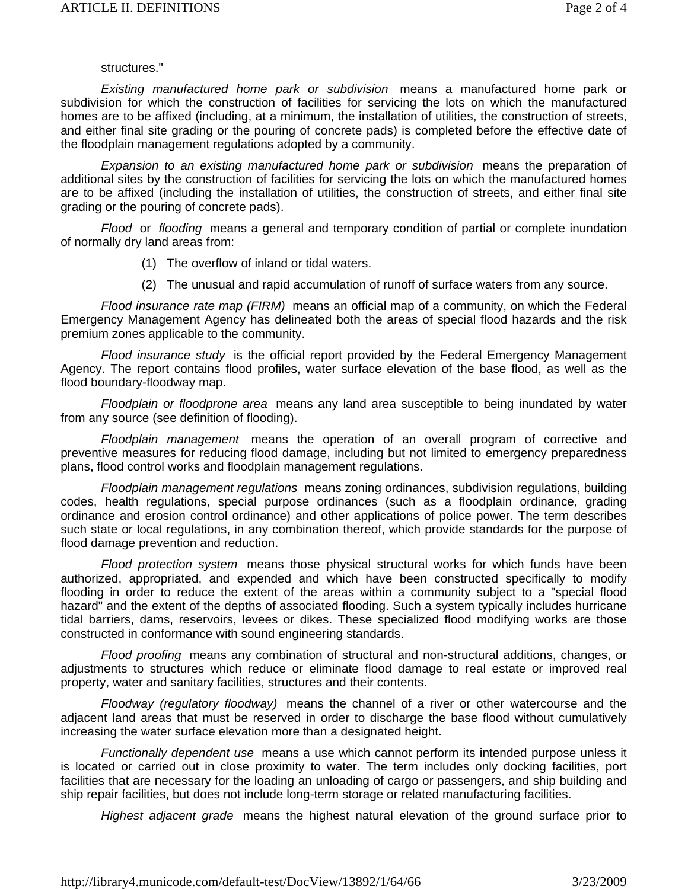structures."

*Existing manufactured home park or subdivision* means a manufactured home park or subdivision for which the construction of facilities for servicing the lots on which the manufactured homes are to be affixed (including, at a minimum, the installation of utilities, the construction of streets, and either final site grading or the pouring of concrete pads) is completed before the effective date of the floodplain management regulations adopted by a community.

*Expansion to an existing manufactured home park or subdivision* means the preparation of additional sites by the construction of facilities for servicing the lots on which the manufactured homes are to be affixed (including the installation of utilities, the construction of streets, and either final site grading or the pouring of concrete pads).

*Flood* or *flooding* means a general and temporary condition of partial or complete inundation of normally dry land areas from:

(1) The overflow of inland or tidal waters.

(2) The unusual and rapid accumulation of runoff of surface waters from any source.

*Flood insurance rate map (FIRM)* means an official map of a community, on which the Federal Emergency Management Agency has delineated both the areas of special flood hazards and the risk premium zones applicable to the community.

*Flood insurance study* is the official report provided by the Federal Emergency Management Agency. The report contains flood profiles, water surface elevation of the base flood, as well as the flood boundary-floodway map.

*Floodplain or floodprone area* means any land area susceptible to being inundated by water from any source (see definition of flooding).

*Floodplain management* means the operation of an overall program of corrective and preventive measures for reducing flood damage, including but not limited to emergency preparedness plans, flood control works and floodplain management regulations.

*Floodplain management regulations* means zoning ordinances, subdivision regulations, building codes, health regulations, special purpose ordinances (such as a floodplain ordinance, grading ordinance and erosion control ordinance) and other applications of police power. The term describes such state or local regulations, in any combination thereof, which provide standards for the purpose of flood damage prevention and reduction.

*Flood protection system* means those physical structural works for which funds have been authorized, appropriated, and expended and which have been constructed specifically to modify flooding in order to reduce the extent of the areas within a community subject to a "special flood hazard" and the extent of the depths of associated flooding. Such a system typically includes hurricane tidal barriers, dams, reservoirs, levees or dikes. These specialized flood modifying works are those constructed in conformance with sound engineering standards.

*Flood proofing* means any combination of structural and non-structural additions, changes, or adjustments to structures which reduce or eliminate flood damage to real estate or improved real property, water and sanitary facilities, structures and their contents.

*Floodway (regulatory floodway)* means the channel of a river or other watercourse and the adjacent land areas that must be reserved in order to discharge the base flood without cumulatively increasing the water surface elevation more than a designated height.

*Functionally dependent use* means a use which cannot perform its intended purpose unless it is located or carried out in close proximity to water. The term includes only docking facilities, port facilities that are necessary for the loading an unloading of cargo or passengers, and ship building and ship repair facilities, but does not include long-term storage or related manufacturing facilities.

*Highest adjacent grade* means the highest natural elevation of the ground surface prior to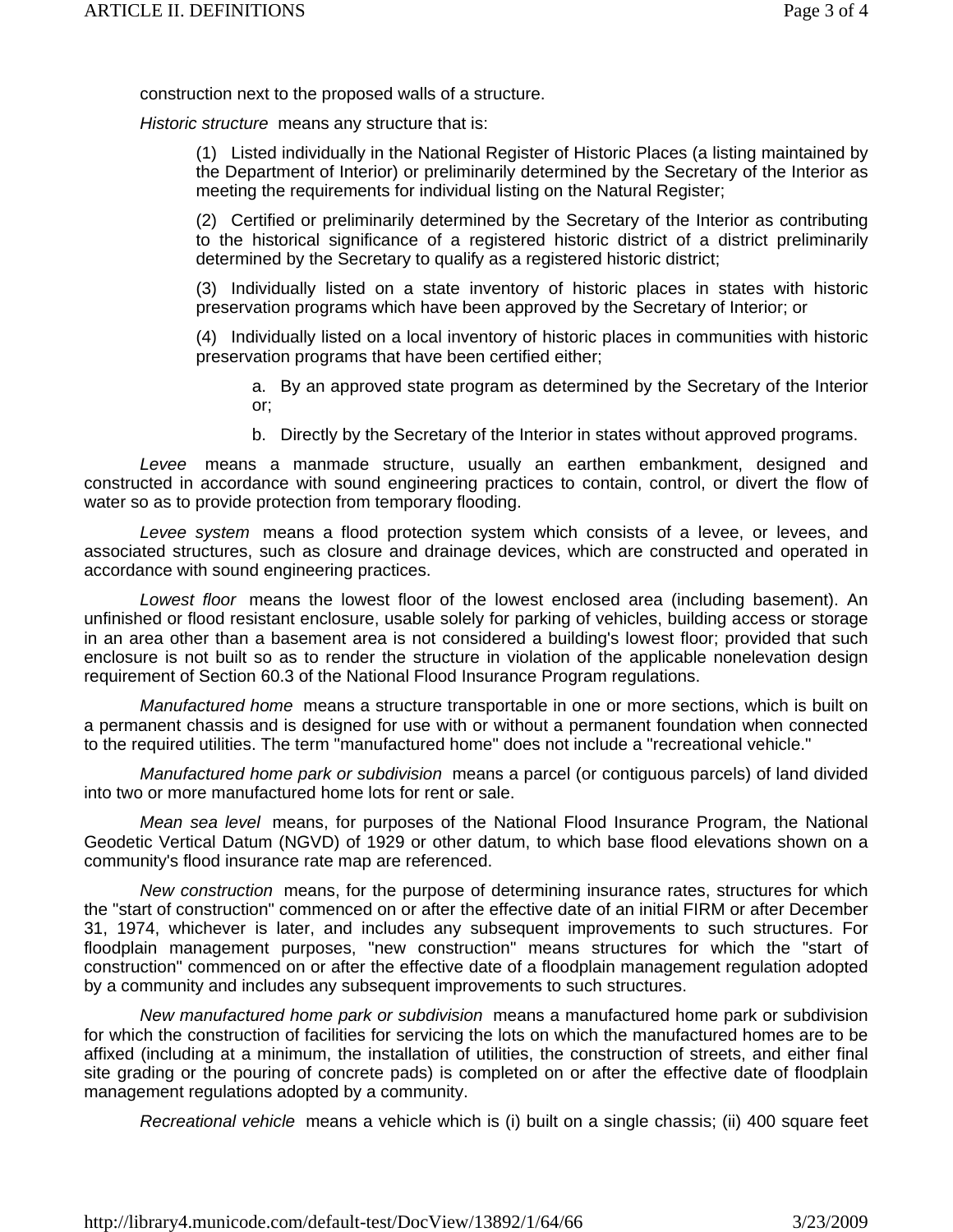construction next to the proposed walls of a structure.

*Historic structure* means any structure that is:

(1) Listed individually in the National Register of Historic Places (a listing maintained by the Department of Interior) or preliminarily determined by the Secretary of the Interior as meeting the requirements for individual listing on the Natural Register;

(2) Certified or preliminarily determined by the Secretary of the Interior as contributing to the historical significance of a registered historic district of a district preliminarily determined by the Secretary to qualify as a registered historic district;

(3) Individually listed on a state inventory of historic places in states with historic preservation programs which have been approved by the Secretary of Interior; or

(4) Individually listed on a local inventory of historic places in communities with historic preservation programs that have been certified either;

a. By an approved state program as determined by the Secretary of the Interior or;

b. Directly by the Secretary of the Interior in states without approved programs.

*Levee* means a manmade structure, usually an earthen embankment, designed and constructed in accordance with sound engineering practices to contain, control, or divert the flow of water so as to provide protection from temporary flooding.

*Levee system* means a flood protection system which consists of a levee, or levees, and associated structures, such as closure and drainage devices, which are constructed and operated in accordance with sound engineering practices.

*Lowest floor* means the lowest floor of the lowest enclosed area (including basement). An unfinished or flood resistant enclosure, usable solely for parking of vehicles, building access or storage in an area other than a basement area is not considered a building's lowest floor; provided that such enclosure is not built so as to render the structure in violation of the applicable nonelevation design requirement of Section 60.3 of the National Flood Insurance Program regulations.

*Manufactured home* means a structure transportable in one or more sections, which is built on a permanent chassis and is designed for use with or without a permanent foundation when connected to the required utilities. The term "manufactured home" does not include a "recreational vehicle."

*Manufactured home park or subdivision* means a parcel (or contiguous parcels) of land divided into two or more manufactured home lots for rent or sale.

*Mean sea level* means, for purposes of the National Flood Insurance Program, the National Geodetic Vertical Datum (NGVD) of 1929 or other datum, to which base flood elevations shown on a community's flood insurance rate map are referenced.

*New construction* means, for the purpose of determining insurance rates, structures for which the "start of construction" commenced on or after the effective date of an initial FIRM or after December 31, 1974, whichever is later, and includes any subsequent improvements to such structures. For floodplain management purposes, "new construction" means structures for which the "start of construction" commenced on or after the effective date of a floodplain management regulation adopted by a community and includes any subsequent improvements to such structures.

*New manufactured home park or subdivision* means a manufactured home park or subdivision for which the construction of facilities for servicing the lots on which the manufactured homes are to be affixed (including at a minimum, the installation of utilities, the construction of streets, and either final site grading or the pouring of concrete pads) is completed on or after the effective date of floodplain management regulations adopted by a community.

*Recreational vehicle* means a vehicle which is (i) built on a single chassis; (ii) 400 square feet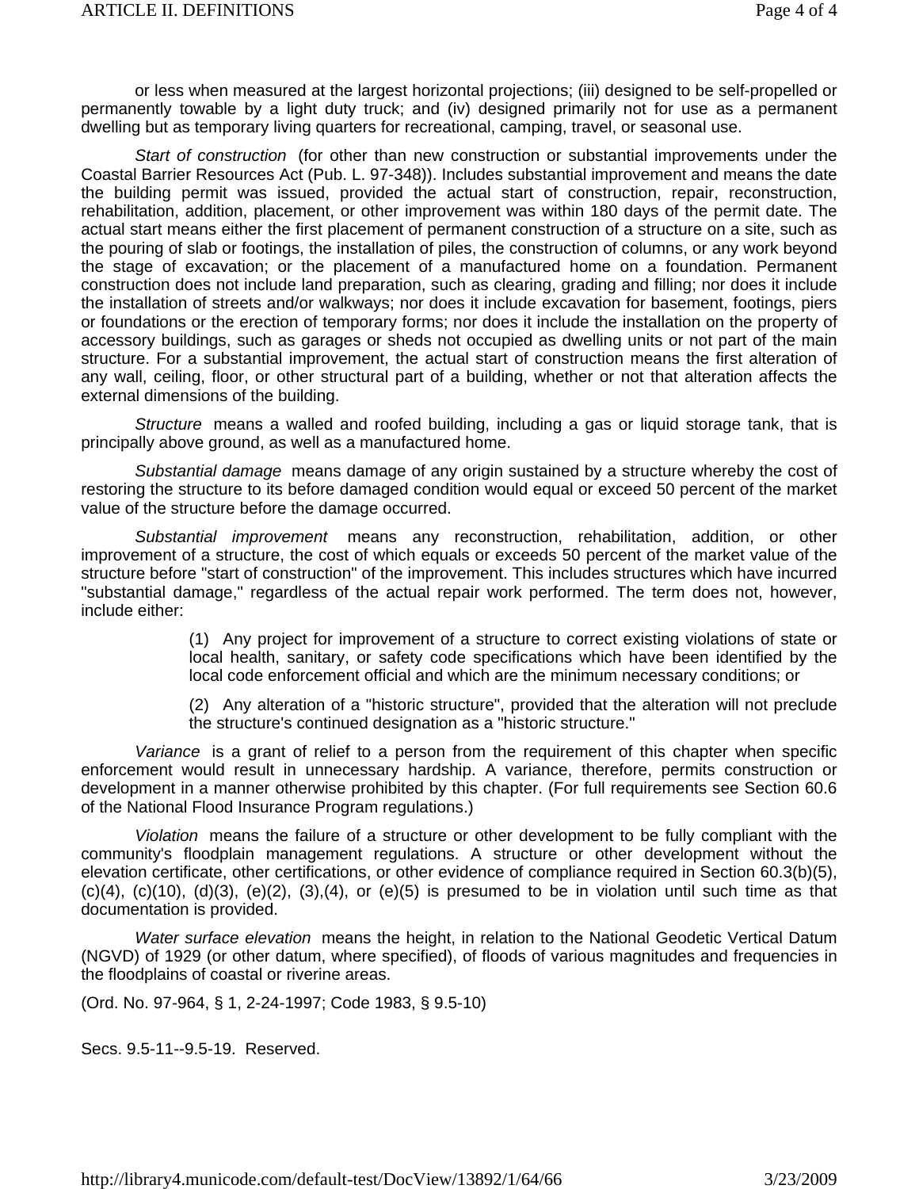or less when measured at the largest horizontal projections; (iii) designed to be self-propelled or permanently towable by a light duty truck; and (iv) designed primarily not for use as a permanent dwelling but as temporary living quarters for recreational, camping, travel, or seasonal use.

*Start of construction* (for other than new construction or substantial improvements under the Coastal Barrier Resources Act (Pub. L. 97-348)). Includes substantial improvement and means the date the building permit was issued, provided the actual start of construction, repair, reconstruction, rehabilitation, addition, placement, or other improvement was within 180 days of the permit date. The actual start means either the first placement of permanent construction of a structure on a site, such as the pouring of slab or footings, the installation of piles, the construction of columns, or any work beyond the stage of excavation; or the placement of a manufactured home on a foundation. Permanent construction does not include land preparation, such as clearing, grading and filling; nor does it include the installation of streets and/or walkways; nor does it include excavation for basement, footings, piers or foundations or the erection of temporary forms; nor does it include the installation on the property of accessory buildings, such as garages or sheds not occupied as dwelling units or not part of the main structure. For a substantial improvement, the actual start of construction means the first alteration of any wall, ceiling, floor, or other structural part of a building, whether or not that alteration affects the external dimensions of the building.

*Structure* means a walled and roofed building, including a gas or liquid storage tank, that is principally above ground, as well as a manufactured home.

*Substantial damage* means damage of any origin sustained by a structure whereby the cost of restoring the structure to its before damaged condition would equal or exceed 50 percent of the market value of the structure before the damage occurred.

*Substantial improvement* means any reconstruction, rehabilitation, addition, or other improvement of a structure, the cost of which equals or exceeds 50 percent of the market value of the structure before "start of construction" of the improvement. This includes structures which have incurred "substantial damage," regardless of the actual repair work performed. The term does not, however, include either:

> (1) Any project for improvement of a structure to correct existing violations of state or local health, sanitary, or safety code specifications which have been identified by the local code enforcement official and which are the minimum necessary conditions; or
>
> (2) Any alteration of a "historic structure", provided that the alteration will not preclude the structure's continued designation as a "historic structure."

*Variance* is a grant of relief to a person from the requirement of this chapter when specific enforcement would result in unnecessary hardship. A variance, therefore, permits construction or development in a manner otherwise prohibited by this chapter. (For full requirements see Section 60.6 of the National Flood Insurance Program regulations.)

*Violation* means the failure of a structure or other development to be fully compliant with the community's floodplain management regulations. A structure or other development without the elevation certificate, other certifications, or other evidence of compliance required in Section 60.3(b)(5), (c)(4), (c)(10), (d)(3), (e)(2), (3),(4), or (e)(5) is presumed to be in violation until such time as that documentation is provided.

*Water surface elevation* means the height, in relation to the National Geodetic Vertical Datum (NGVD) of 1929 (or other datum, where specified), of floods of various magnitudes and frequencies in the floodplains of coastal or riverine areas.

(Ord. No. 97-964, § 1, 2-24-1997; Code 1983, § 9.5-10)

Secs. 9.5-11--9.5-19. Reserved.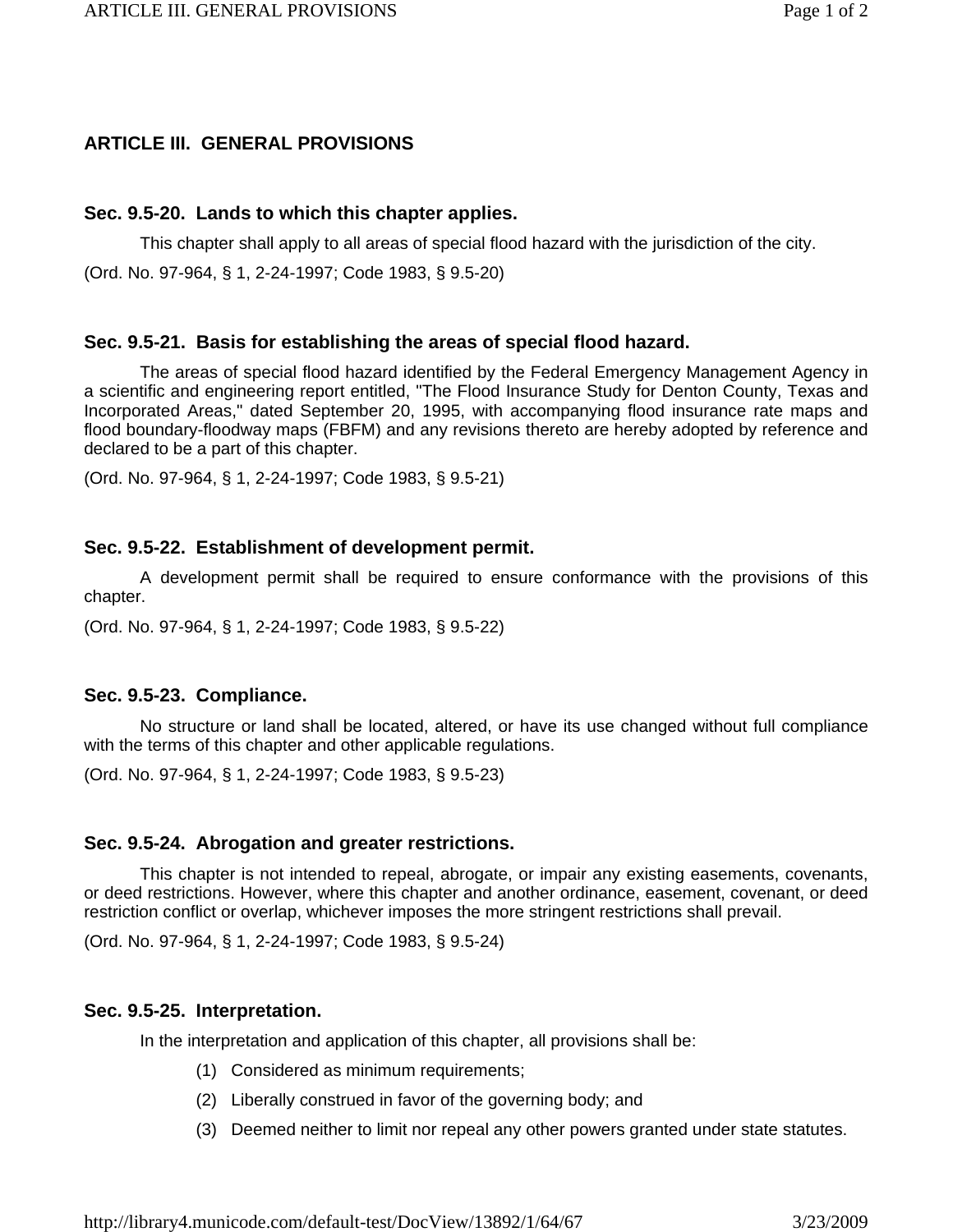## ARTICLE III. GENERAL PROVISIONS

### Sec. 9.5-20. Lands to which this chapter applies.

This chapter shall apply to all areas of special flood hazard with the jurisdiction of the city.

(Ord. No. 97-964, § 1, 2-24-1997; Code 1983, § 9.5-20)

### Sec. 9.5-21. Basis for establishing the areas of special flood hazard.

The areas of special flood hazard identified by the Federal Emergency Management Agency in a scientific and engineering report entitled, "The Flood Insurance Study for Denton County, Texas and Incorporated Areas," dated September 20, 1995, with accompanying flood insurance rate maps and flood boundary-floodway maps (FBFM) and any revisions thereto are hereby adopted by reference and declared to be a part of this chapter.

(Ord. No. 97-964, § 1, 2-24-1997; Code 1983, § 9.5-21)

### Sec. 9.5-22. Establishment of development permit.

A development permit shall be required to ensure conformance with the provisions of this chapter.

(Ord. No. 97-964, § 1, 2-24-1997; Code 1983, § 9.5-22)

### Sec. 9.5-23. Compliance.

No structure or land shall be located, altered, or have its use changed without full compliance with the terms of this chapter and other applicable regulations.

(Ord. No. 97-964, § 1, 2-24-1997; Code 1983, § 9.5-23)

### Sec. 9.5-24. Abrogation and greater restrictions.

This chapter is not intended to repeal, abrogate, or impair any existing easements, covenants, or deed restrictions. However, where this chapter and another ordinance, easement, covenant, or deed restriction conflict or overlap, whichever imposes the more stringent restrictions shall prevail.

(Ord. No. 97-964, § 1, 2-24-1997; Code 1983, § 9.5-24)

### Sec. 9.5-25. Interpretation.

In the interpretation and application of this chapter, all provisions shall be:

(1) Considered as minimum requirements;

(2) Liberally construed in favor of the governing body; and

(3) Deemed neither to limit nor repeal any other powers granted under state statutes.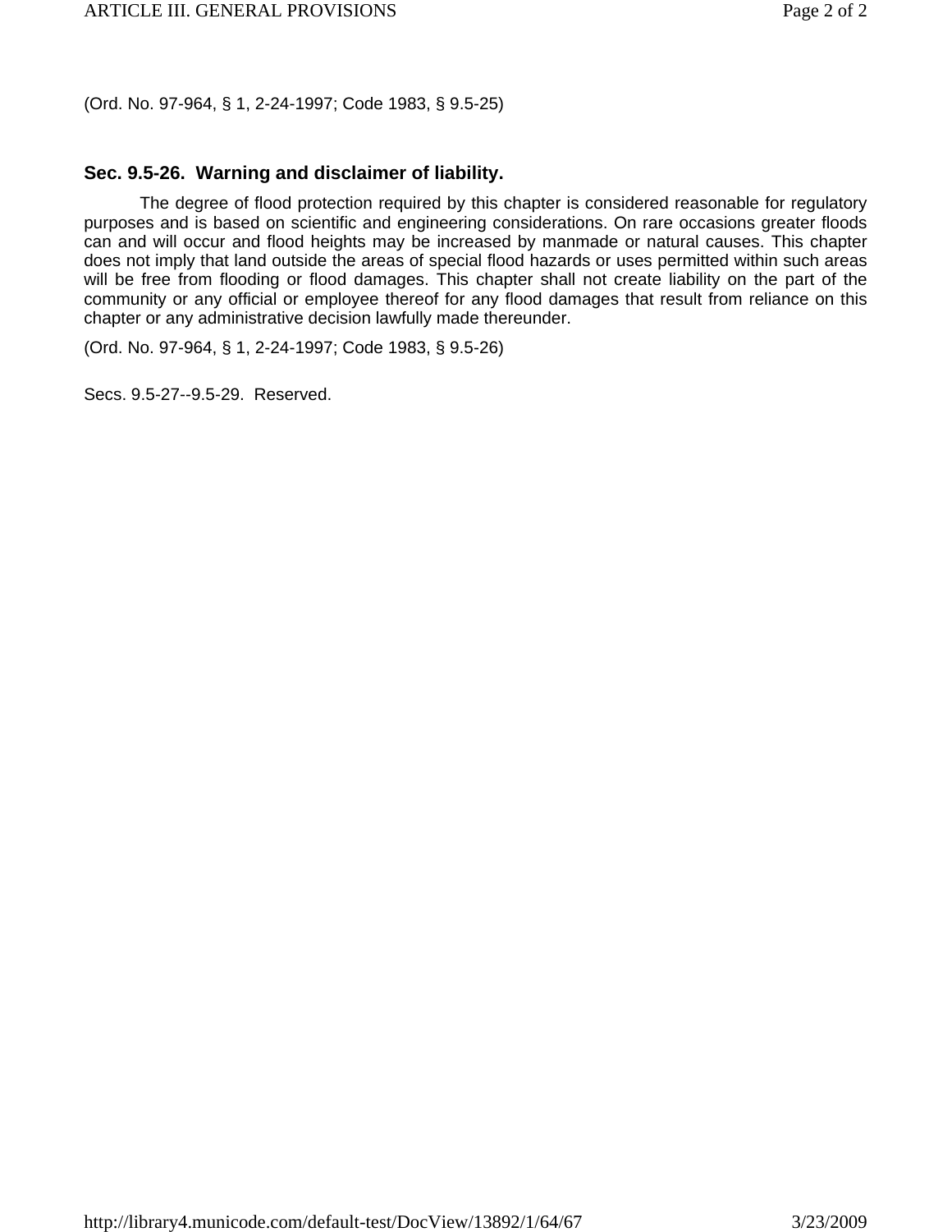(Ord. No. 97-964, § 1, 2-24-1997; Code 1983, § 9.5-25)

### Sec. 9.5-26. Warning and disclaimer of liability.

The degree of flood protection required by this chapter is considered reasonable for regulatory purposes and is based on scientific and engineering considerations. On rare occasions greater floods can and will occur and flood heights may be increased by manmade or natural causes. This chapter does not imply that land outside the areas of special flood hazards or uses permitted within such areas will be free from flooding or flood damages. This chapter shall not create liability on the part of the community or any official or employee thereof for any flood damages that result from reliance on this chapter or any administrative decision lawfully made thereunder.

(Ord. No. 97-964, § 1, 2-24-1997; Code 1983, § 9.5-26)

Secs. 9.5-27--9.5-29. Reserved.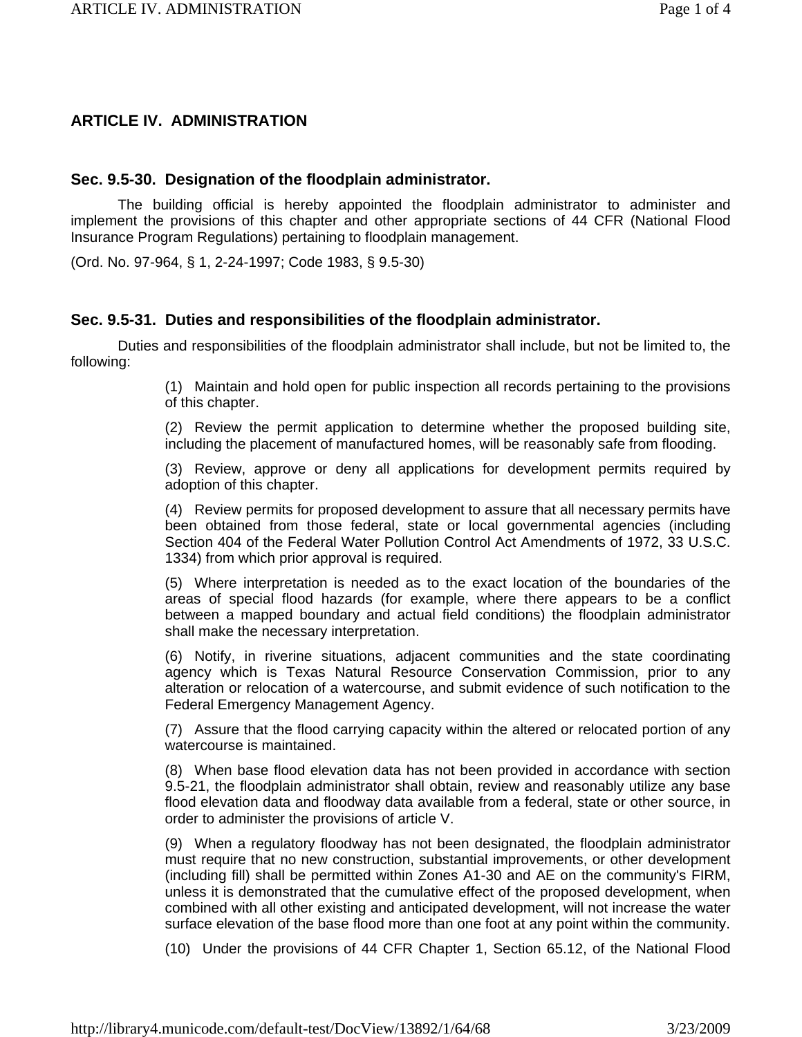# ARTICLE IV. ADMINISTRATION

## Sec. 9.5-30. Designation of the floodplain administrator.

The building official is hereby appointed the floodplain administrator to administer and implement the provisions of this chapter and other appropriate sections of 44 CFR (National Flood Insurance Program Regulations) pertaining to floodplain management.

(Ord. No. 97-964, § 1, 2-24-1997; Code 1983, § 9.5-30)

## Sec. 9.5-31. Duties and responsibilities of the floodplain administrator.

Duties and responsibilities of the floodplain administrator shall include, but not be limited to, the following:

(1) Maintain and hold open for public inspection all records pertaining to the provisions of this chapter.

(2) Review the permit application to determine whether the proposed building site, including the placement of manufactured homes, will be reasonably safe from flooding.

(3) Review, approve or deny all applications for development permits required by adoption of this chapter.

(4) Review permits for proposed development to assure that all necessary permits have been obtained from those federal, state or local governmental agencies (including Section 404 of the Federal Water Pollution Control Act Amendments of 1972, 33 U.S.C. 1334) from which prior approval is required.

(5) Where interpretation is needed as to the exact location of the boundaries of the areas of special flood hazards (for example, where there appears to be a conflict between a mapped boundary and actual field conditions) the floodplain administrator shall make the necessary interpretation.

(6) Notify, in riverine situations, adjacent communities and the state coordinating agency which is Texas Natural Resource Conservation Commission, prior to any alteration or relocation of a watercourse, and submit evidence of such notification to the Federal Emergency Management Agency.

(7) Assure that the flood carrying capacity within the altered or relocated portion of any watercourse is maintained.

(8) When base flood elevation data has not been provided in accordance with section 9.5-21, the floodplain administrator shall obtain, review and reasonably utilize any base flood elevation data and floodway data available from a federal, state or other source, in order to administer the provisions of article V.

(9) When a regulatory floodway has not been designated, the floodplain administrator must require that no new construction, substantial improvements, or other development (including fill) shall be permitted within Zones A1-30 and AE on the community's FIRM, unless it is demonstrated that the cumulative effect of the proposed development, when combined with all other existing and anticipated development, will not increase the water surface elevation of the base flood more than one foot at any point within the community.

(10) Under the provisions of 44 CFR Chapter 1, Section 65.12, of the National Flood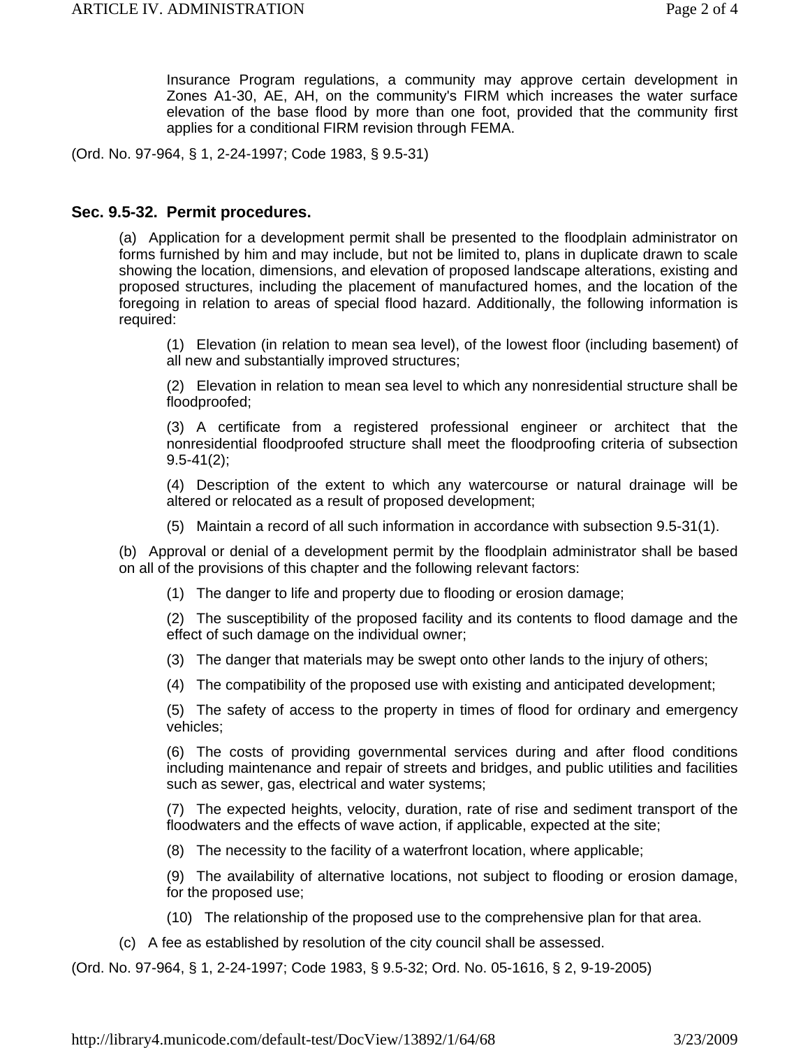Insurance Program regulations, a community may approve certain development in Zones A1-30, AE, AH, on the community's FIRM which increases the water surface elevation of the base flood by more than one foot, provided that the community first applies for a conditional FIRM revision through FEMA.

(Ord. No. 97-964, § 1, 2-24-1997; Code 1983, § 9.5-31)

### Sec. 9.5-32. Permit procedures.

(a) Application for a development permit shall be presented to the floodplain administrator on forms furnished by him and may include, but not be limited to, plans in duplicate drawn to scale showing the location, dimensions, and elevation of proposed landscape alterations, existing and proposed structures, including the placement of manufactured homes, and the location of the foregoing in relation to areas of special flood hazard. Additionally, the following information is required:

(1) Elevation (in relation to mean sea level), of the lowest floor (including basement) of all new and substantially improved structures;

(2) Elevation in relation to mean sea level to which any nonresidential structure shall be floodproofed;

(3) A certificate from a registered professional engineer or architect that the nonresidential floodproofed structure shall meet the floodproofing criteria of subsection 9.5-41(2);

(4) Description of the extent to which any watercourse or natural drainage will be altered or relocated as a result of proposed development;

(5) Maintain a record of all such information in accordance with subsection 9.5-31(1).

(b) Approval or denial of a development permit by the floodplain administrator shall be based on all of the provisions of this chapter and the following relevant factors:

(1) The danger to life and property due to flooding or erosion damage;

(2) The susceptibility of the proposed facility and its contents to flood damage and the effect of such damage on the individual owner;

(3) The danger that materials may be swept onto other lands to the injury of others;

(4) The compatibility of the proposed use with existing and anticipated development;

(5) The safety of access to the property in times of flood for ordinary and emergency vehicles;

(6) The costs of providing governmental services during and after flood conditions including maintenance and repair of streets and bridges, and public utilities and facilities such as sewer, gas, electrical and water systems;

(7) The expected heights, velocity, duration, rate of rise and sediment transport of the floodwaters and the effects of wave action, if applicable, expected at the site;

(8) The necessity to the facility of a waterfront location, where applicable;

(9) The availability of alternative locations, not subject to flooding or erosion damage, for the proposed use;

(10) The relationship of the proposed use to the comprehensive plan for that area.

(c) A fee as established by resolution of the city council shall be assessed.

(Ord. No. 97-964, § 1, 2-24-1997; Code 1983, § 9.5-32; Ord. No. 05-1616, § 2, 9-19-2005)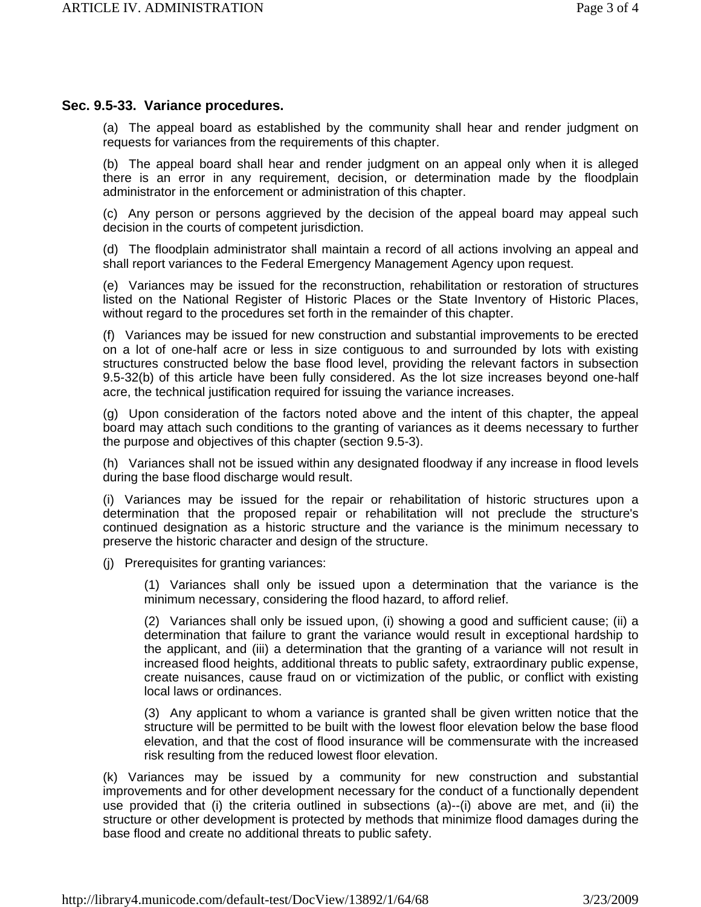### Sec. 9.5-33. Variance procedures.

(a) The appeal board as established by the community shall hear and render judgment on requests for variances from the requirements of this chapter.

(b) The appeal board shall hear and render judgment on an appeal only when it is alleged there is an error in any requirement, decision, or determination made by the floodplain administrator in the enforcement or administration of this chapter.

(c) Any person or persons aggrieved by the decision of the appeal board may appeal such decision in the courts of competent jurisdiction.

(d) The floodplain administrator shall maintain a record of all actions involving an appeal and shall report variances to the Federal Emergency Management Agency upon request.

(e) Variances may be issued for the reconstruction, rehabilitation or restoration of structures listed on the National Register of Historic Places or the State Inventory of Historic Places, without regard to the procedures set forth in the remainder of this chapter.

(f) Variances may be issued for new construction and substantial improvements to be erected on a lot of one-half acre or less in size contiguous to and surrounded by lots with existing structures constructed below the base flood level, providing the relevant factors in subsection 9.5-32(b) of this article have been fully considered. As the lot size increases beyond one-half acre, the technical justification required for issuing the variance increases.

(g) Upon consideration of the factors noted above and the intent of this chapter, the appeal board may attach such conditions to the granting of variances as it deems necessary to further the purpose and objectives of this chapter (section 9.5-3).

(h) Variances shall not be issued within any designated floodway if any increase in flood levels during the base flood discharge would result.

(i) Variances may be issued for the repair or rehabilitation of historic structures upon a determination that the proposed repair or rehabilitation will not preclude the structure's continued designation as a historic structure and the variance is the minimum necessary to preserve the historic character and design of the structure.

(j) Prerequisites for granting variances:

(1) Variances shall only be issued upon a determination that the variance is the minimum necessary, considering the flood hazard, to afford relief.

(2) Variances shall only be issued upon, (i) showing a good and sufficient cause; (ii) a determination that failure to grant the variance would result in exceptional hardship to the applicant, and (iii) a determination that the granting of a variance will not result in increased flood heights, additional threats to public safety, extraordinary public expense, create nuisances, cause fraud on or victimization of the public, or conflict with existing local laws or ordinances.

(3) Any applicant to whom a variance is granted shall be given written notice that the structure will be permitted to be built with the lowest floor elevation below the base flood elevation, and that the cost of flood insurance will be commensurate with the increased risk resulting from the reduced lowest floor elevation.

(k) Variances may be issued by a community for new construction and substantial improvements and for other development necessary for the conduct of a functionally dependent use provided that (i) the criteria outlined in subsections (a)--(i) above are met, and (ii) the structure or other development is protected by methods that minimize flood damages during the base flood and create no additional threats to public safety.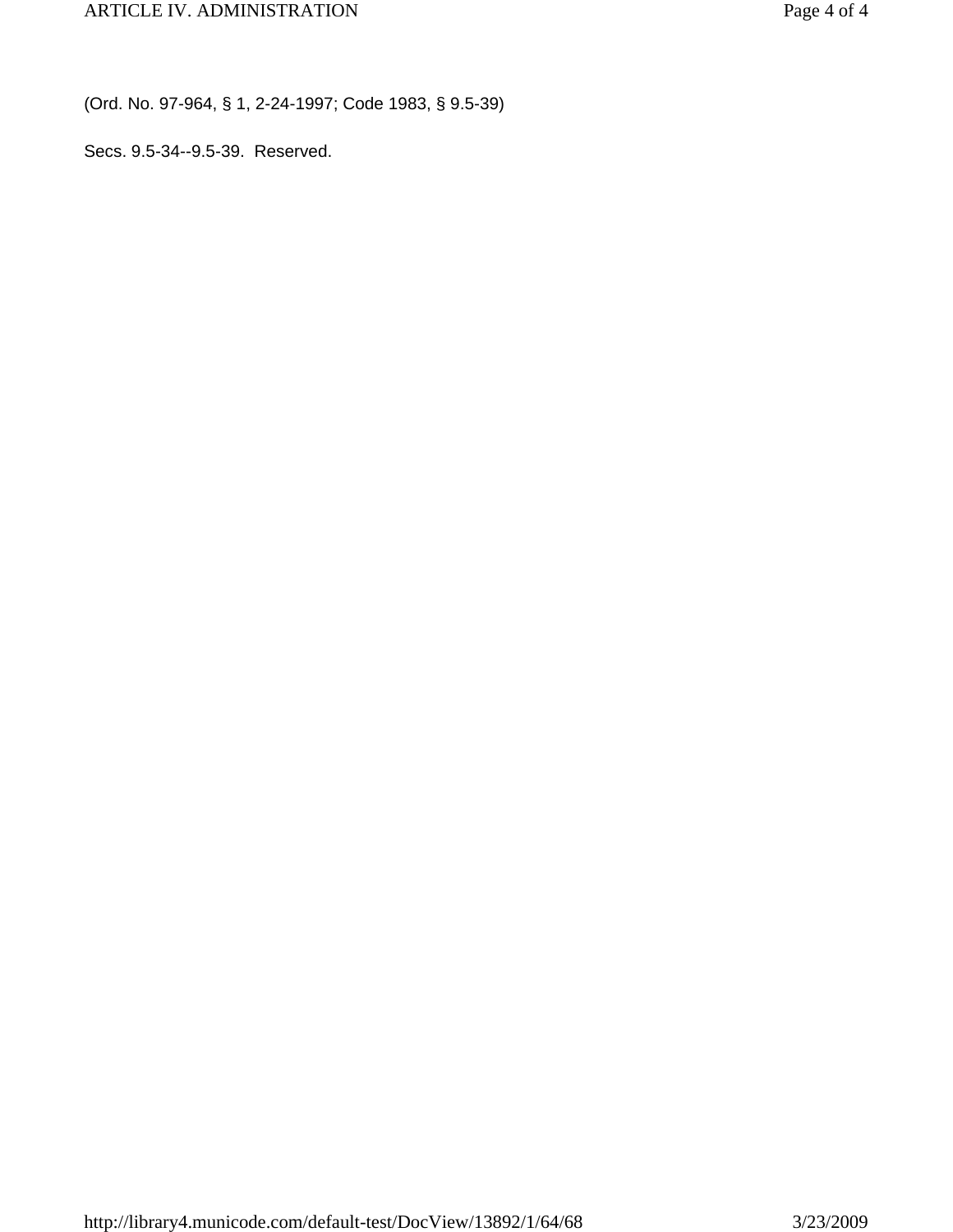(Ord. No. 97-964, § 1, 2-24-1997; Code 1983, § 9.5-39)

Secs. 9.5-34--9.5-39. Reserved.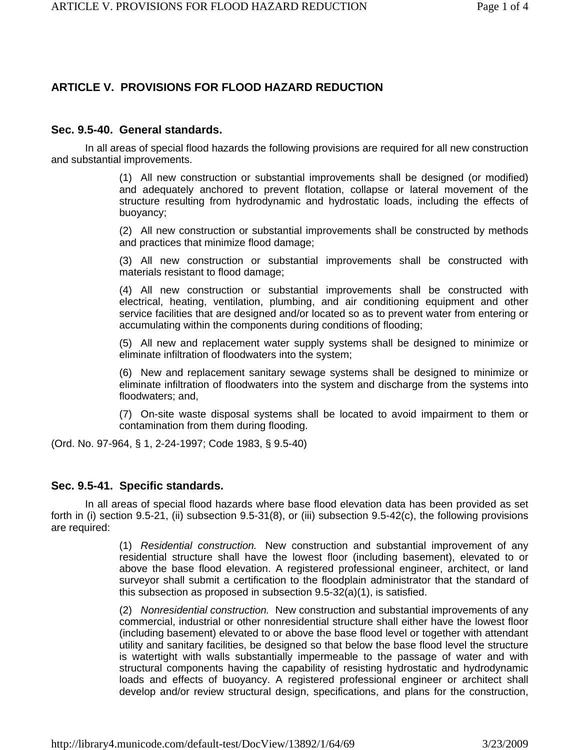## ARTICLE V. PROVISIONS FOR FLOOD HAZARD REDUCTION

### Sec. 9.5-40. General standards.

In all areas of special flood hazards the following provisions are required for all new construction and substantial improvements.

(1) All new construction or substantial improvements shall be designed (or modified) and adequately anchored to prevent flotation, collapse or lateral movement of the structure resulting from hydrodynamic and hydrostatic loads, including the effects of buoyancy;

(2) All new construction or substantial improvements shall be constructed by methods and practices that minimize flood damage;

(3) All new construction or substantial improvements shall be constructed with materials resistant to flood damage;

(4) All new construction or substantial improvements shall be constructed with electrical, heating, ventilation, plumbing, and air conditioning equipment and other service facilities that are designed and/or located so as to prevent water from entering or accumulating within the components during conditions of flooding;

(5) All new and replacement water supply systems shall be designed to minimize or eliminate infiltration of floodwaters into the system;

(6) New and replacement sanitary sewage systems shall be designed to minimize or eliminate infiltration of floodwaters into the system and discharge from the systems into floodwaters; and,

(7) On-site waste disposal systems shall be located to avoid impairment to them or contamination from them during flooding.

(Ord. No. 97-964, § 1, 2-24-1997; Code 1983, § 9.5-40)

### Sec. 9.5-41. Specific standards.

In all areas of special flood hazards where base flood elevation data has been provided as set forth in (i) section 9.5-21, (ii) subsection 9.5-31(8), or (iii) subsection 9.5-42(c), the following provisions are required:

(1) *Residential construction.* New construction and substantial improvement of any residential structure shall have the lowest floor (including basement), elevated to or above the base flood elevation. A registered professional engineer, architect, or land surveyor shall submit a certification to the floodplain administrator that the standard of this subsection as proposed in subsection 9.5-32(a)(1), is satisfied.

(2) *Nonresidential construction.* New construction and substantial improvements of any commercial, industrial or other nonresidential structure shall either have the lowest floor (including basement) elevated to or above the base flood level or together with attendant utility and sanitary facilities, be designed so that below the base flood level the structure is watertight with walls substantially impermeable to the passage of water and with structural components having the capability of resisting hydrostatic and hydrodynamic loads and effects of buoyancy. A registered professional engineer or architect shall develop and/or review structural design, specifications, and plans for the construction,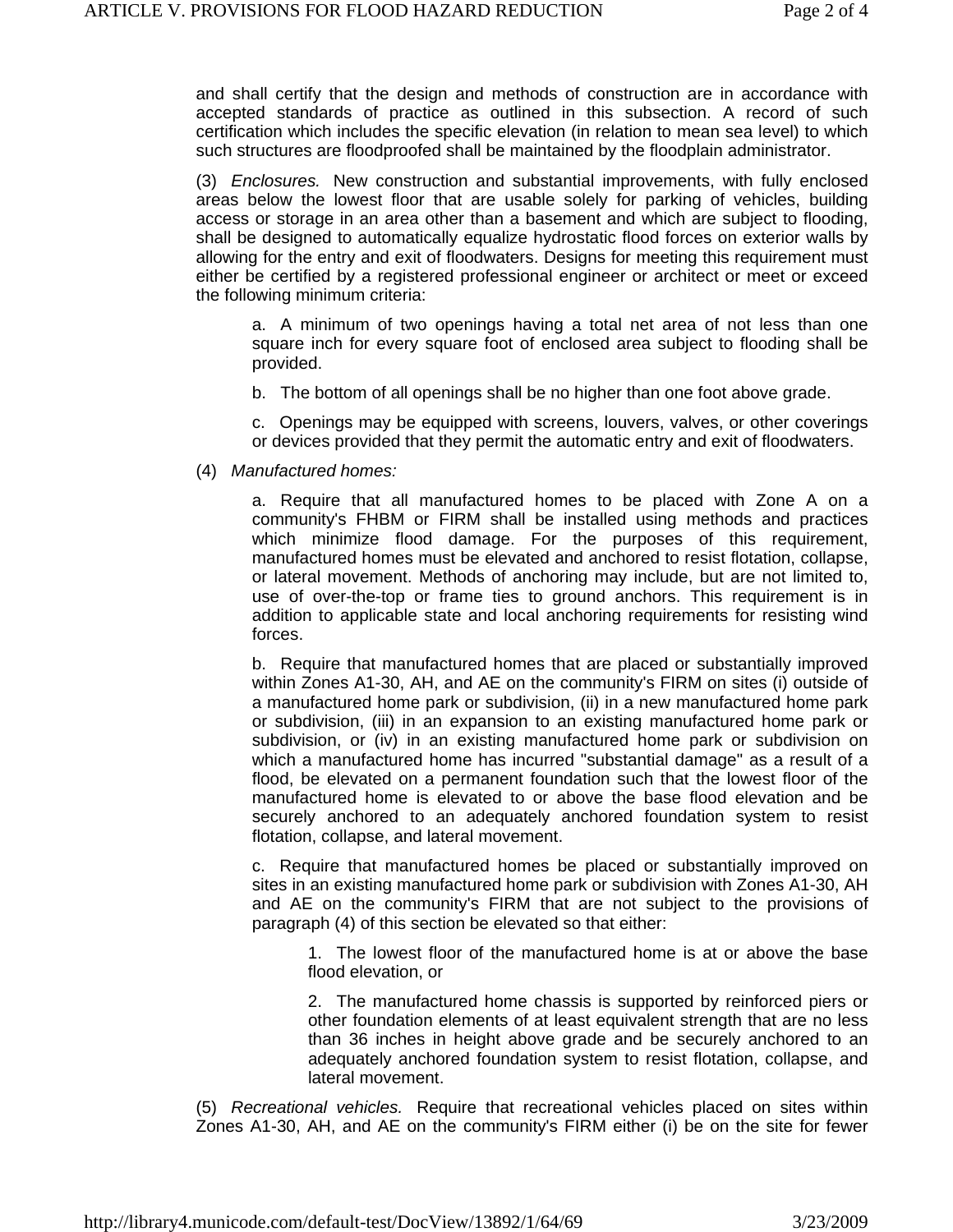and shall certify that the design and methods of construction are in accordance with accepted standards of practice as outlined in this subsection. A record of such certification which includes the specific elevation (in relation to mean sea level) to which such structures are floodproofed shall be maintained by the floodplain administrator.

(3) *Enclosures.* New construction and substantial improvements, with fully enclosed areas below the lowest floor that are usable solely for parking of vehicles, building access or storage in an area other than a basement and which are subject to flooding, shall be designed to automatically equalize hydrostatic flood forces on exterior walls by allowing for the entry and exit of floodwaters. Designs for meeting this requirement must either be certified by a registered professional engineer or architect or meet or exceed the following minimum criteria:

> a. A minimum of two openings having a total net area of not less than one square inch for every square foot of enclosed area subject to flooding shall be provided.
>
> b. The bottom of all openings shall be no higher than one foot above grade.
>
> c. Openings may be equipped with screens, louvers, valves, or other coverings or devices provided that they permit the automatic entry and exit of floodwaters.

(4) *Manufactured homes:*

> a. Require that all manufactured homes to be placed with Zone A on a community's FHBM or FIRM shall be installed using methods and practices which minimize flood damage. For the purposes of this requirement, manufactured homes must be elevated and anchored to resist flotation, collapse, or lateral movement. Methods of anchoring may include, but are not limited to, use of over-the-top or frame ties to ground anchors. This requirement is in addition to applicable state and local anchoring requirements for resisting wind forces.
>
> b. Require that manufactured homes that are placed or substantially improved within Zones A1-30, AH, and AE on the community's FIRM on sites (i) outside of a manufactured home park or subdivision, (ii) in a new manufactured home park or subdivision, (iii) in an expansion to an existing manufactured home park or subdivision, or (iv) in an existing manufactured home park or subdivision on which a manufactured home has incurred "substantial damage" as a result of a flood, be elevated on a permanent foundation such that the lowest floor of the manufactured home is elevated to or above the base flood elevation and be securely anchored to an adequately anchored foundation system to resist flotation, collapse, and lateral movement.
>
> c. Require that manufactured homes be placed or substantially improved on sites in an existing manufactured home park or subdivision with Zones A1-30, AH and AE on the community's FIRM that are not subject to the provisions of paragraph (4) of this section be elevated so that either:
>
> > 1. The lowest floor of the manufactured home is at or above the base flood elevation, or
> >
> > 2. The manufactured home chassis is supported by reinforced piers or other foundation elements of at least equivalent strength that are no less than 36 inches in height above grade and be securely anchored to an adequately anchored foundation system to resist flotation, collapse, and lateral movement.

(5) *Recreational vehicles.* Require that recreational vehicles placed on sites within Zones A1-30, AH, and AE on the community's FIRM either (i) be on the site for fewer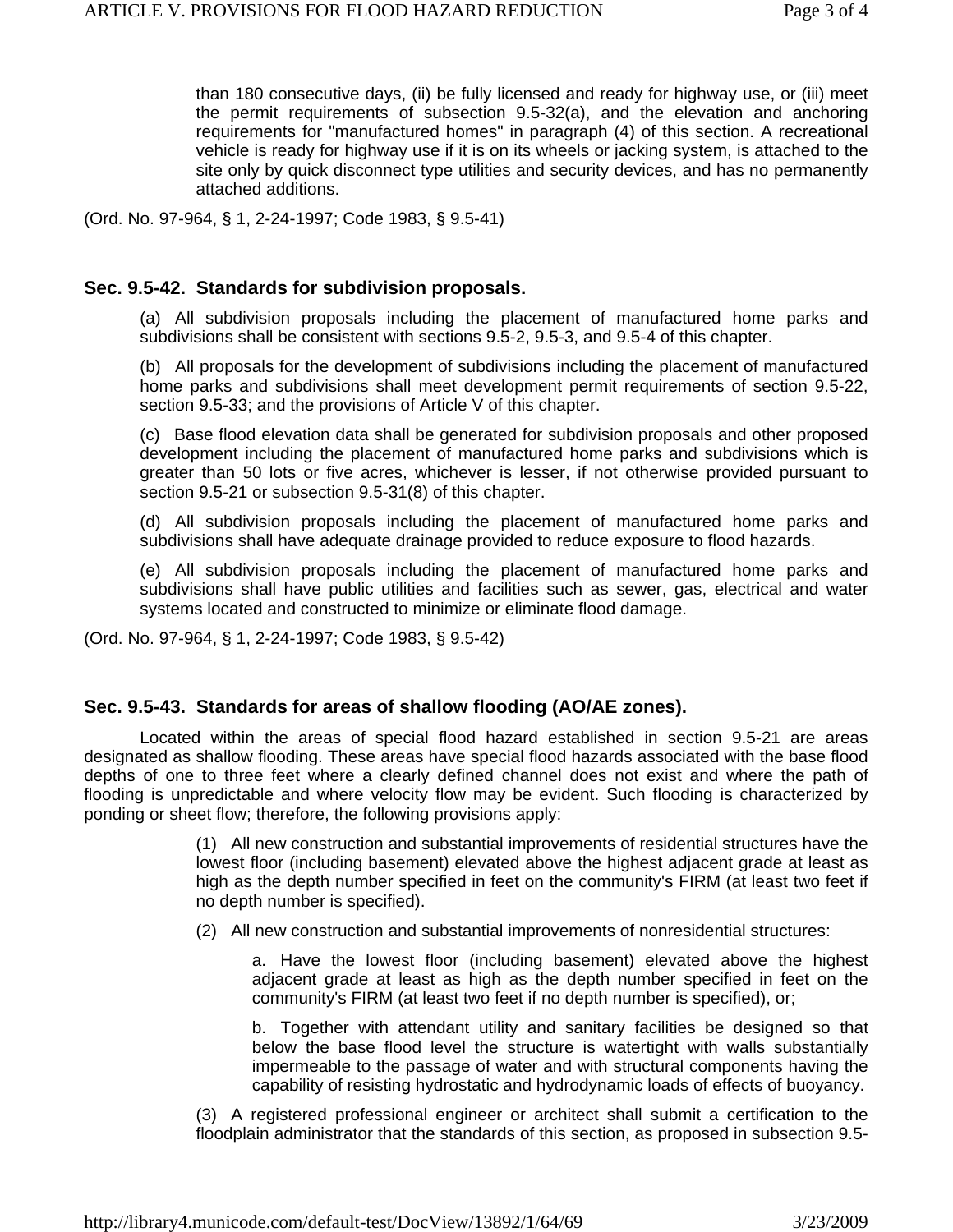than 180 consecutive days, (ii) be fully licensed and ready for highway use, or (iii) meet the permit requirements of subsection 9.5-32(a), and the elevation and anchoring requirements for "manufactured homes" in paragraph (4) of this section. A recreational vehicle is ready for highway use if it is on its wheels or jacking system, is attached to the site only by quick disconnect type utilities and security devices, and has no permanently attached additions.

(Ord. No. 97-964, § 1, 2-24-1997; Code 1983, § 9.5-41)

### Sec. 9.5-42. Standards for subdivision proposals.

(a) All subdivision proposals including the placement of manufactured home parks and subdivisions shall be consistent with sections 9.5-2, 9.5-3, and 9.5-4 of this chapter.

(b) All proposals for the development of subdivisions including the placement of manufactured home parks and subdivisions shall meet development permit requirements of section 9.5-22, section 9.5-33; and the provisions of Article V of this chapter.

(c) Base flood elevation data shall be generated for subdivision proposals and other proposed development including the placement of manufactured home parks and subdivisions which is greater than 50 lots or five acres, whichever is lesser, if not otherwise provided pursuant to section 9.5-21 or subsection 9.5-31(8) of this chapter.

(d) All subdivision proposals including the placement of manufactured home parks and subdivisions shall have adequate drainage provided to reduce exposure to flood hazards.

(e) All subdivision proposals including the placement of manufactured home parks and subdivisions shall have public utilities and facilities such as sewer, gas, electrical and water systems located and constructed to minimize or eliminate flood damage.

(Ord. No. 97-964, § 1, 2-24-1997; Code 1983, § 9.5-42)

### Sec. 9.5-43. Standards for areas of shallow flooding (AO/AE zones).

Located within the areas of special flood hazard established in section 9.5-21 are areas designated as shallow flooding. These areas have special flood hazards associated with the base flood depths of one to three feet where a clearly defined channel does not exist and where the path of flooding is unpredictable and where velocity flow may be evident. Such flooding is characterized by ponding or sheet flow; therefore, the following provisions apply:

(1) All new construction and substantial improvements of residential structures have the lowest floor (including basement) elevated above the highest adjacent grade at least as high as the depth number specified in feet on the community's FIRM (at least two feet if no depth number is specified).

(2) All new construction and substantial improvements of nonresidential structures:

a. Have the lowest floor (including basement) elevated above the highest adjacent grade at least as high as the depth number specified in feet on the community's FIRM (at least two feet if no depth number is specified), or;

b. Together with attendant utility and sanitary facilities be designed so that below the base flood level the structure is watertight with walls substantially impermeable to the passage of water and with structural components having the capability of resisting hydrostatic and hydrodynamic loads of effects of buoyancy.

(3) A registered professional engineer or architect shall submit a certification to the floodplain administrator that the standards of this section, as proposed in subsection 9.5-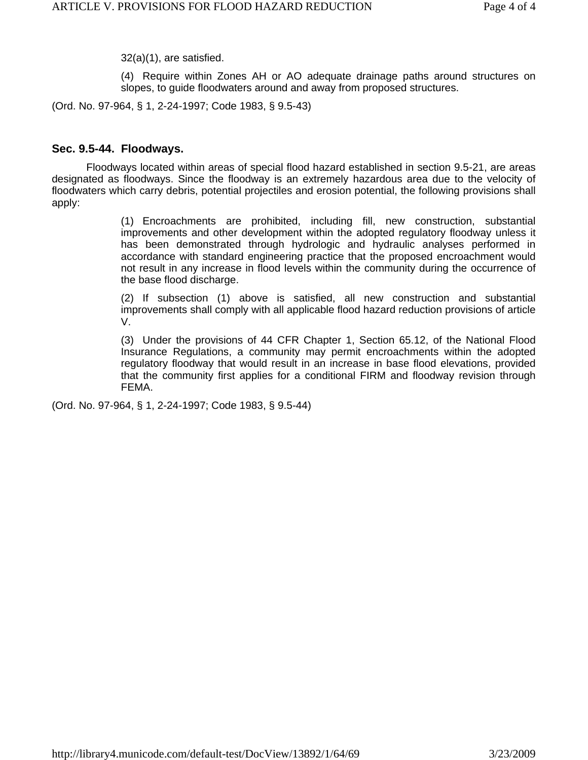32(a)(1), are satisfied.

(4) Require within Zones AH or AO adequate drainage paths around structures on slopes, to guide floodwaters around and away from proposed structures.

(Ord. No. 97-964, § 1, 2-24-1997; Code 1983, § 9.5-43)

### Sec. 9.5-44. Floodways.

Floodways located within areas of special flood hazard established in section 9.5-21, are areas designated as floodways. Since the floodway is an extremely hazardous area due to the velocity of floodwaters which carry debris, potential projectiles and erosion potential, the following provisions shall apply:

(1) Encroachments are prohibited, including fill, new construction, substantial improvements and other development within the adopted regulatory floodway unless it has been demonstrated through hydrologic and hydraulic analyses performed in accordance with standard engineering practice that the proposed encroachment would not result in any increase in flood levels within the community during the occurrence of the base flood discharge.

(2) If subsection (1) above is satisfied, all new construction and substantial improvements shall comply with all applicable flood hazard reduction provisions of article V.

(3) Under the provisions of 44 CFR Chapter 1, Section 65.12, of the National Flood Insurance Regulations, a community may permit encroachments within the adopted regulatory floodway that would result in an increase in base flood elevations, provided that the community first applies for a conditional FIRM and floodway revision through FEMA.

(Ord. No. 97-964, § 1, 2-24-1997; Code 1983, § 9.5-44)